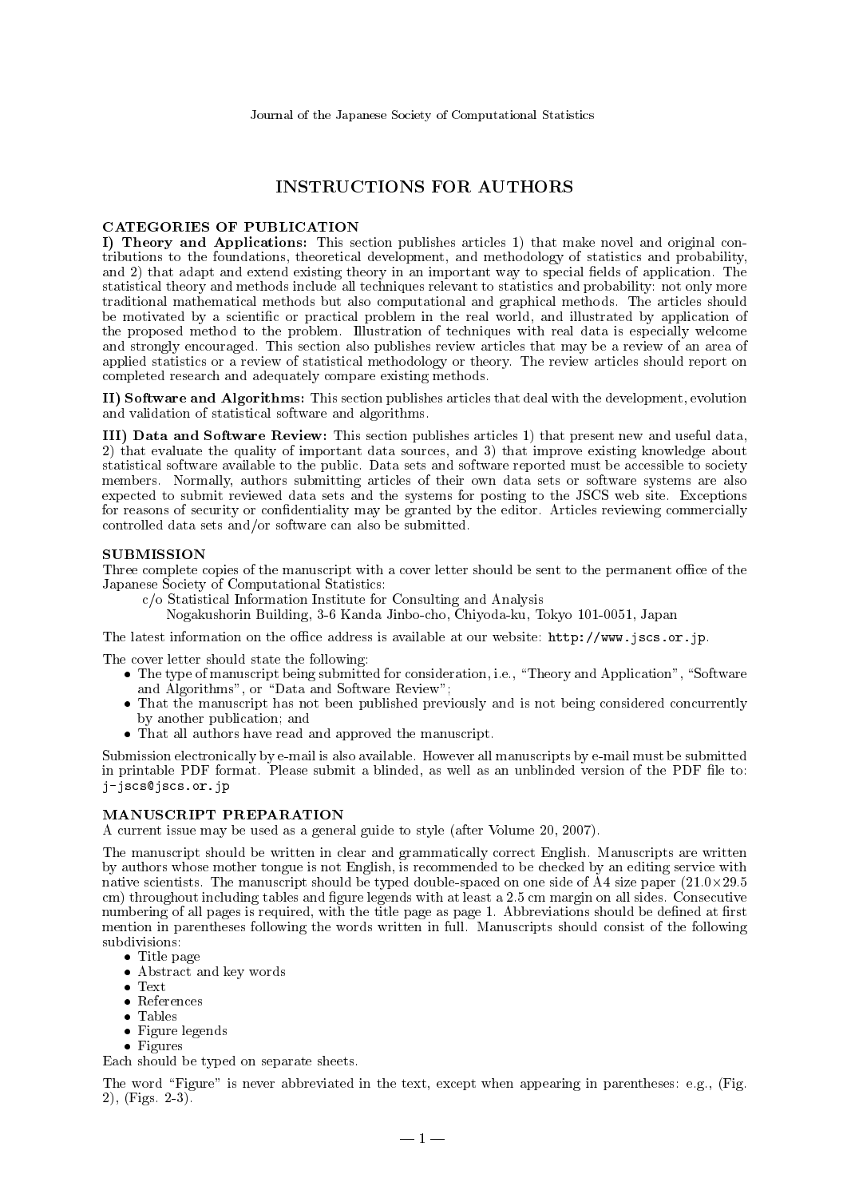# INSTRUCTIONS FOR AUTHORS

## CATEGORIES OF PUBLICATION

**I) Theory and Applications:** This section publishes articles 1) that make novel and original contributions to the foundations, theoretical development, and methodology of statistics and probability, and 2) that adapt and extend existing theory in an important way to special fields of application. The statistical theory and methods include all techniques relevant to statistics and probability: not only more traditional mathematical methods but also computational and graphical methods. The articles should be motivated by a scientific or practical problem in the real world, and illustrated by application of the proposed method to the problem. Illustration of techniques with real data is especially welcome and strongly encouraged. This section also publishes review articles that may be a review of an area of applied statistics or a review of statistical methodology or theory. The review articles should report on completed research and adequately compare existing methods.

**II) Software and Algorithms:** This section publishes articles that deal with the development, evolution and validation of statistical software and algorithms.

**III) Data and Software Review:** This section publishes articles 1) that present new and useful data, 2) that evaluate the quality of important data sources, and 3) that improve existing knowledge about statistical software available to the public. Data sets and software reported must be accessible to society members. Normally, authors submitting articles of their own data sets or software systems are also expected to submit reviewed data sets and the systems for posting to the JSCS web site. Exceptions for reasons of security or confidentiality may be granted by the editor. Articles reviewing commercially controlled data sets and/or software can also be submitted.

## SUBMISSION

Three complete copies of the manuscript with a cover letter should be sent to the permanent office of the Japanese Society of Computational Statistics:

c/o Statistical Information Institute for Consulting and Analysis
Nogakushorin Building, 3-6 Kanda Jinbo-cho, Chiyoda-ku, Tokyo 101-0051, Japan

The latest information on the office address is available at our website: `http://www.jscs.or.jp`.

The cover letter should state the following:

- The type of manuscript being submitted for consideration, i.e., "Theory and Application", "Software and Algorithms", or "Data and Software Review";
- That the manuscript has not been published previously and is not being considered concurrently by another publication; and
- That all authors have read and approved the manuscript.

Submission electronically by e-mail is also available. However all manuscripts by e-mail must be submitted in printable PDF format. Please submit a blinded, as well as an unblinded version of the PDF file to: `j-jscs@jscs.or.jp`

## MANUSCRIPT PREPARATION

A current issue may be used as a general guide to style (after Volume 20, 2007).

The manuscript should be written in clear and grammatically correct English. Manuscripts are written by authors whose mother tongue is not English, is recommended to be checked by an editing service with native scientists. The manuscript should be typed double-spaced on one side of A4 size paper ($21.0 \times 29.5$ cm) throughout including tables and figure legends with at least a 2.5 cm margin on all sides. Consecutive numbering of all pages is required, with the title page as page 1. Abbreviations should be defined at first mention in parentheses following the words written in full. Manuscripts should consist of the following subdivisions:

- Title page
- Abstract and key words
- Text
- References
- Tables
- Figure legends
- Figures

Each should be typed on separate sheets.

The word "Figure" is never abbreviated in the text, except when appearing in parentheses: e.g., (Fig. 2), (Figs. 2-3).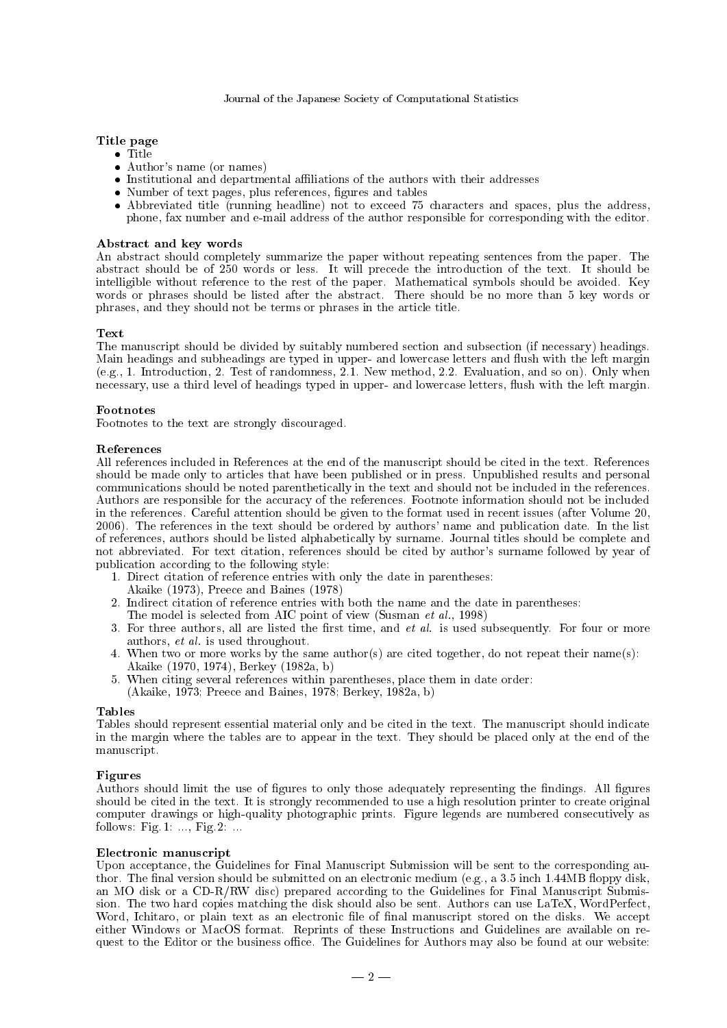**Title page**

- Title
- Author's name (or names)
- Institutional and departmental affiliations of the authors with their addresses
- Number of text pages, plus references, figures and tables
- Abbreviated title (running headline) not to exceed 75 characters and spaces, plus the address, phone, fax number and e-mail address of the author responsible for corresponding with the editor.

**Abstract and key words**

An abstract should completely summarize the paper without repeating sentences from the paper. The abstract should be of 250 words or less. It will precede the introduction of the text. It should be intelligible without reference to the rest of the paper. Mathematical symbols should be avoided. Key words or phrases should be listed after the abstract. There should be no more than 5 key words or phrases, and they should not be terms or phrases in the article title.

**Text**

The manuscript should be divided by suitably numbered section and subsection (if necessary) headings. Main headings and subheadings are typed in upper- and lowercase letters and flush with the left margin (e.g., 1. Introduction, 2. Test of randomness, 2.1. New method, 2.2. Evaluation, and so on). Only when necessary, use a third level of headings typed in upper- and lowercase letters, flush with the left margin.

**Footnotes**

Footnotes to the text are strongly discouraged.

**References**

All references included in References at the end of the manuscript should be cited in the text. References should be made only to articles that have been published or in press. Unpublished results and personal communications should be noted parenthetically in the text and should not be included in the references. Authors are responsible for the accuracy of the references. Footnote information should not be included in the references. Careful attention should be given to the format used in recent issues (after Volume 20, 2006). The references in the text should be ordered by authors' name and publication date. In the list of references, authors should be listed alphabetically by surname. Journal titles should be complete and not abbreviated. For text citation, references should be cited by author's surname followed by year of publication according to the following style:

1. Direct citation of reference entries with only the date in parentheses:
   Akaike (1973), Preece and Baines (1978)
2. Indirect citation of reference entries with both the name and the date in parentheses:
   The model is selected from AIC point of view (Susman *et al.*, 1998)
3. For three authors, all are listed the first time, and *et al.* is used subsequently. For four or more authors, *et al.* is used throughout.
4. When two or more works by the same author(s) are cited together, do not repeat their name(s):
   Akaike (1970, 1974), Berkey (1982a, b)
5. When citing several references within parentheses, place them in date order:
   (Akaike, 1973; Preece and Baines, 1978; Berkey, 1982a, b)

**Tables**

Tables should represent essential material only and be cited in the text. The manuscript should indicate in the margin where the tables are to appear in the text. They should be placed only at the end of the manuscript.

**Figures**

Authors should limit the use of figures to only those adequately representing the findings. All figures should be cited in the text. It is strongly recommended to use a high resolution printer to create original computer drawings or high-quality photographic prints. Figure legends are numbered consecutively as follows: Fig.1: ..., Fig.2: ...

**Electronic manuscript**

Upon acceptance, the Guidelines for Final Manuscript Submission will be sent to the corresponding author. The final version should be submitted on an electronic medium (e.g., a 3.5 inch 1.44MB floppy disk, an MO disk or a CD-R/RW disc) prepared according to the Guidelines for Final Manuscript Submission. The two hard copies matching the disk should also be sent. Authors can use LaTeX, WordPerfect, Word, Ichitaro, or plain text as an electronic file of final manuscript stored on the disks. We accept either Windows or MacOS format. Reprints of these Instructions and Guidelines are available on request to the Editor or the business office. The Guidelines for Authors may also be found at our website: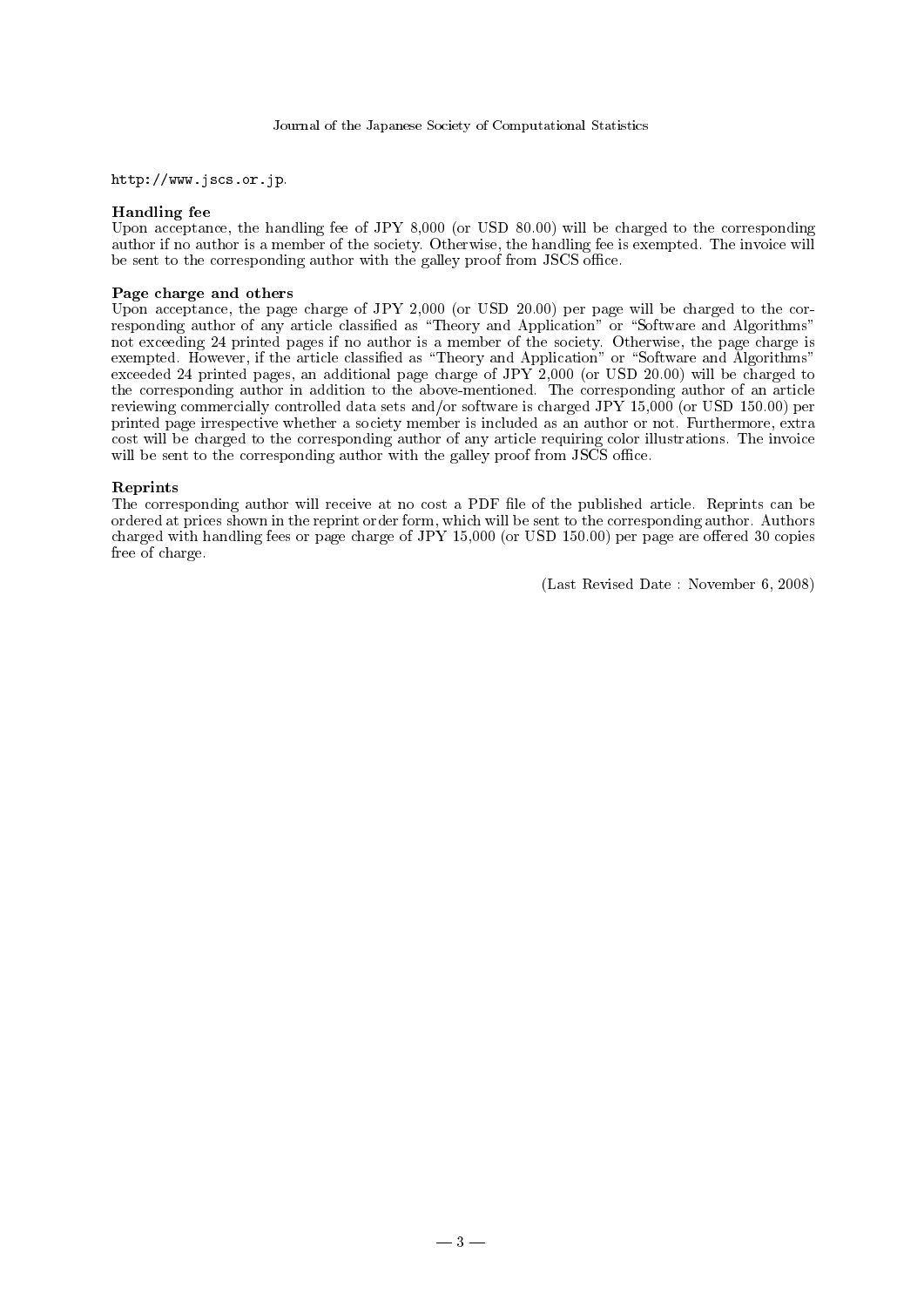http://www.jscs.or.jp.

**Handling fee**

Upon acceptance, the handling fee of JPY 8,000 (or USD 80.00) will be charged to the corresponding author if no author is a member of the society. Otherwise, the handling fee is exempted. The invoice will be sent to the corresponding author with the galley proof from JSCS office.

**Page charge and others**

Upon acceptance, the page charge of JPY 2,000 (or USD 20.00) per page will be charged to the corresponding author of any article classified as "Theory and Application" or "Software and Algorithms" not exceeding 24 printed pages if no author is a member of the society. Otherwise, the page charge is exempted. However, if the article classified as "Theory and Application" or "Software and Algorithms" exceeded 24 printed pages, an additional page charge of JPY 2,000 (or USD 20.00) will be charged to the corresponding author in addition to the above-mentioned. The corresponding author of an article reviewing commercially controlled data sets and/or software is charged JPY 15,000 (or USD 150.00) per printed page irrespective whether a society member is included as an author or not. Furthermore, extra cost will be charged to the corresponding author of any article requiring color illustrations. The invoice will be sent to the corresponding author with the galley proof from JSCS office.

**Reprints**

The corresponding author will receive at no cost a PDF file of the published article. Reprints can be ordered at prices shown in the reprint order form, which will be sent to the corresponding author. Authors charged with handling fees or page charge of JPY 15,000 (or USD 150.00) per page are offered 30 copies free of charge.

(Last Revised Date : November 6, 2008)